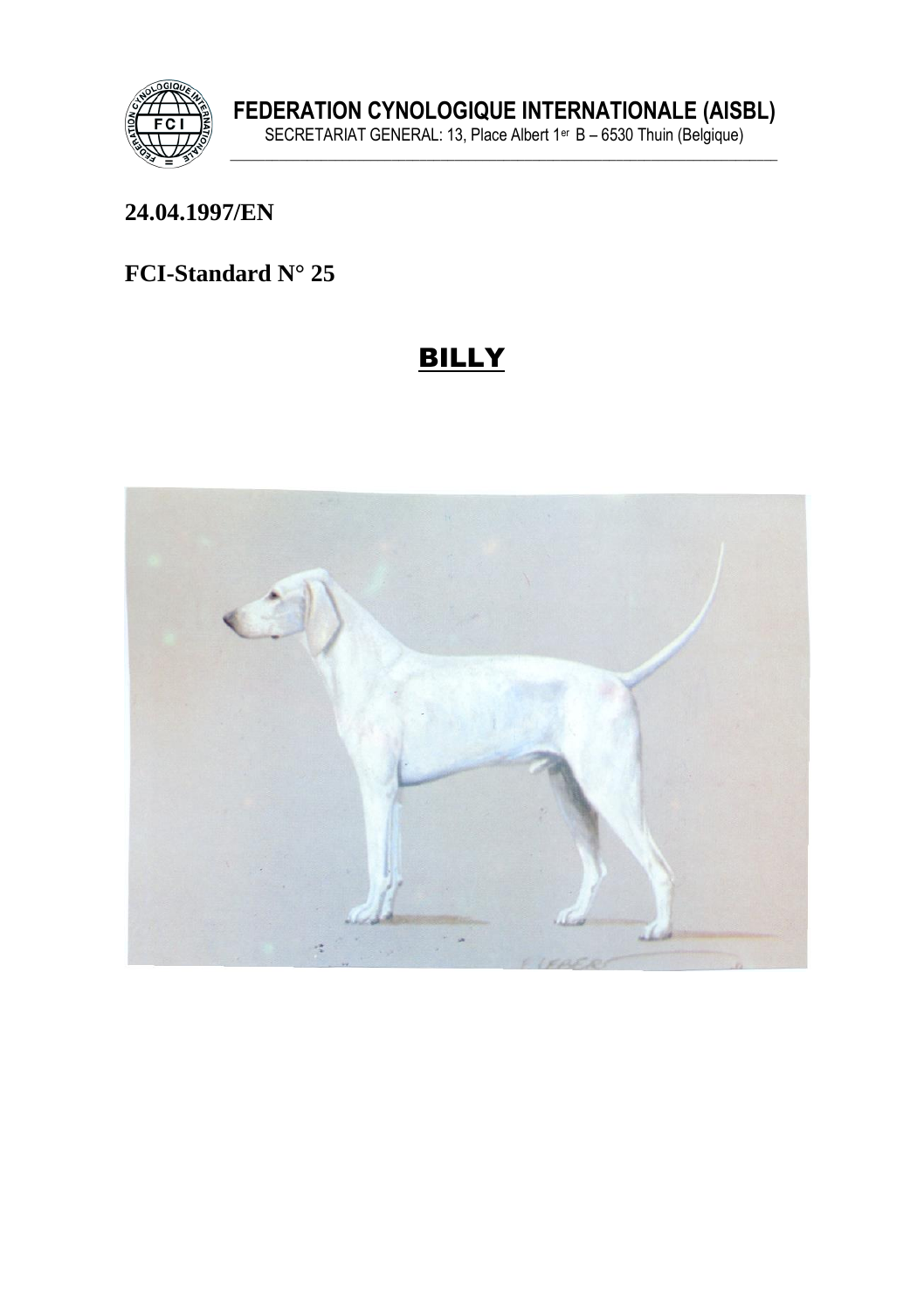**FEDERATION CYNOLOGIQUE INTERNATIONALE (AISBL)**
SECRETARIAT GENERAL: 13, Place Albert 1er B – 6530 Thuin (Belgique)

**24.04.1997/EN**

**FCI-Standard N° 25**

# BILLY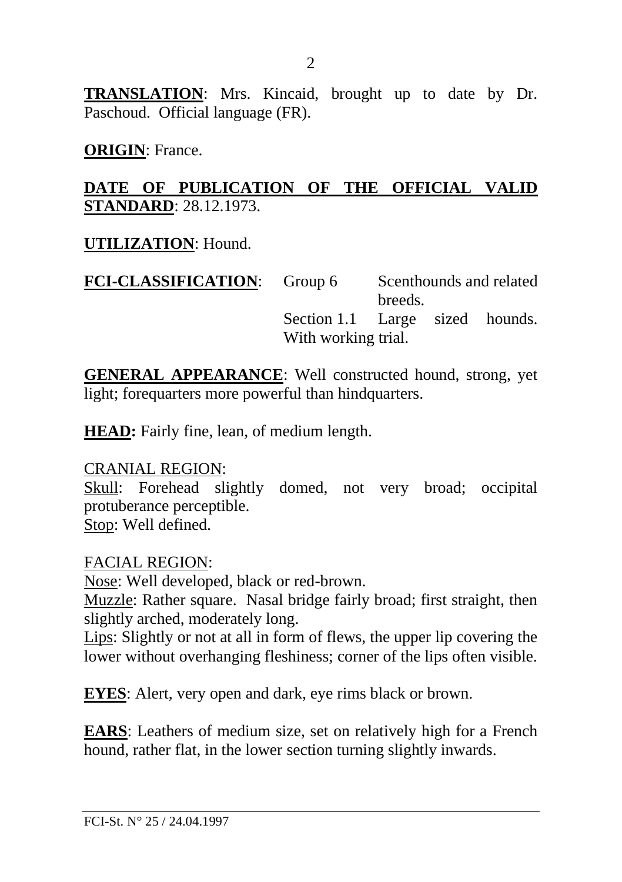**TRANSLATION**: Mrs. Kincaid, brought up to date by Dr. Paschoud. Official language (FR).

**ORIGIN**: France.

**DATE OF PUBLICATION OF THE OFFICIAL VALID STANDARD**: 28.12.1973.

**UTILIZATION**: Hound.

**FCI-CLASSIFICATION**: Group 6 Scenthounds and related breeds.
Section 1.1 Large sized hounds. With working trial.

**GENERAL APPEARANCE**: Well constructed hound, strong, yet light; forequarters more powerful than hindquarters.

**HEAD:** Fairly fine, lean, of medium length.

CRANIAL REGION:
Skull: Forehead slightly domed, not very broad; occipital protuberance perceptible.
Stop: Well defined.

FACIAL REGION:
Nose: Well developed, black or red-brown.
Muzzle: Rather square. Nasal bridge fairly broad; first straight, then slightly arched, moderately long.
Lips: Slightly or not at all in form of flews, the upper lip covering the lower without overhanging fleshiness; corner of the lips often visible.

**EYES**: Alert, very open and dark, eye rims black or brown.

**EARS**: Leathers of medium size, set on relatively high for a French hound, rather flat, in the lower section turning slightly inwards.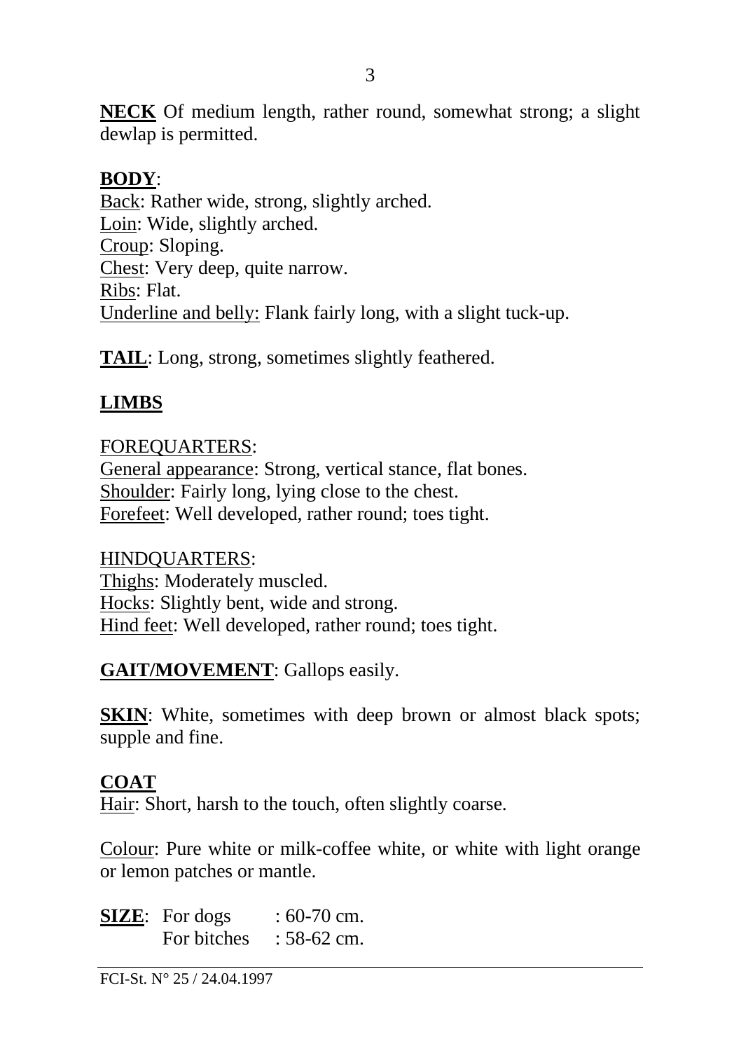**NECK** Of medium length, rather round, somewhat strong; a slight dewlap is permitted.

**BODY**:
Back: Rather wide, strong, slightly arched.
Loin: Wide, slightly arched.
Croup: Sloping.
Chest: Very deep, quite narrow.
Ribs: Flat.
Underline and belly: Flank fairly long, with a slight tuck-up.

**TAIL**: Long, strong, sometimes slightly feathered.

**LIMBS**

FOREQUARTERS:
General appearance: Strong, vertical stance, flat bones.
Shoulder: Fairly long, lying close to the chest.
Forefeet: Well developed, rather round; toes tight.

HINDQUARTERS:
Thighs: Moderately muscled.
Hocks: Slightly bent, wide and strong.
Hind feet: Well developed, rather round; toes tight.

**GAIT/MOVEMENT**: Gallops easily.

**SKIN**: White, sometimes with deep brown or almost black spots; supple and fine.

**COAT**
Hair: Short, harsh to the touch, often slightly coarse.

Colour: Pure white or milk-coffee white, or white with light orange or lemon patches or mantle.

**SIZE**: For dogs : 60-70 cm.
For bitches : 58-62 cm.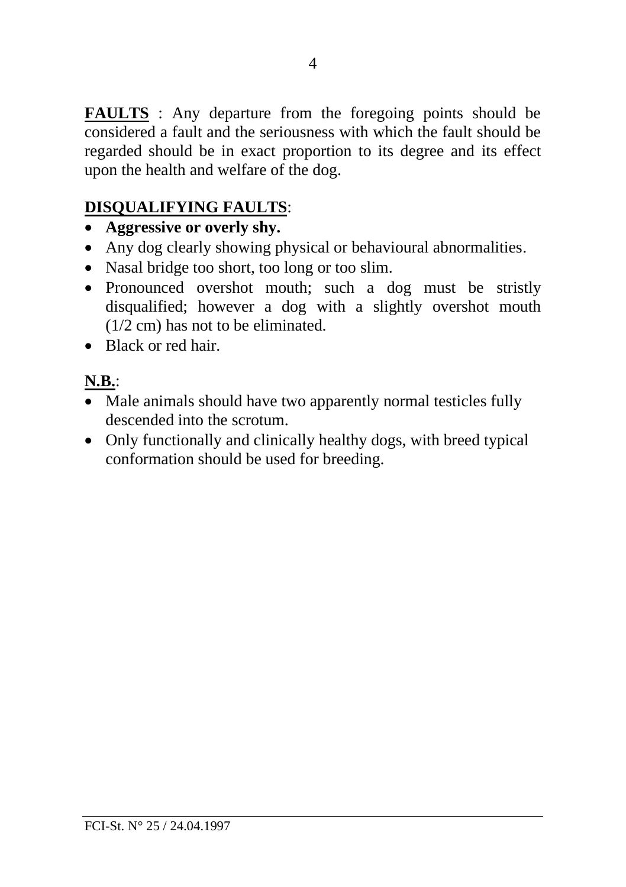**FAULTS** : Any departure from the foregoing points should be considered a fault and the seriousness with which the fault should be regarded should be in exact proportion to its degree and its effect upon the health and welfare of the dog.

**DISQUALIFYING FAULTS**:

- **Aggressive or overly shy.**
- Any dog clearly showing physical or behavioural abnormalities.
- Nasal bridge too short, too long or too slim.
- Pronounced overshot mouth; such a dog must be stristly disqualified; however a dog with a slightly overshot mouth (1/2 cm) has not to be eliminated.
- Black or red hair.

**N.B.**:

- Male animals should have two apparently normal testicles fully descended into the scrotum.
- Only functionally and clinically healthy dogs, with breed typical conformation should be used for breeding.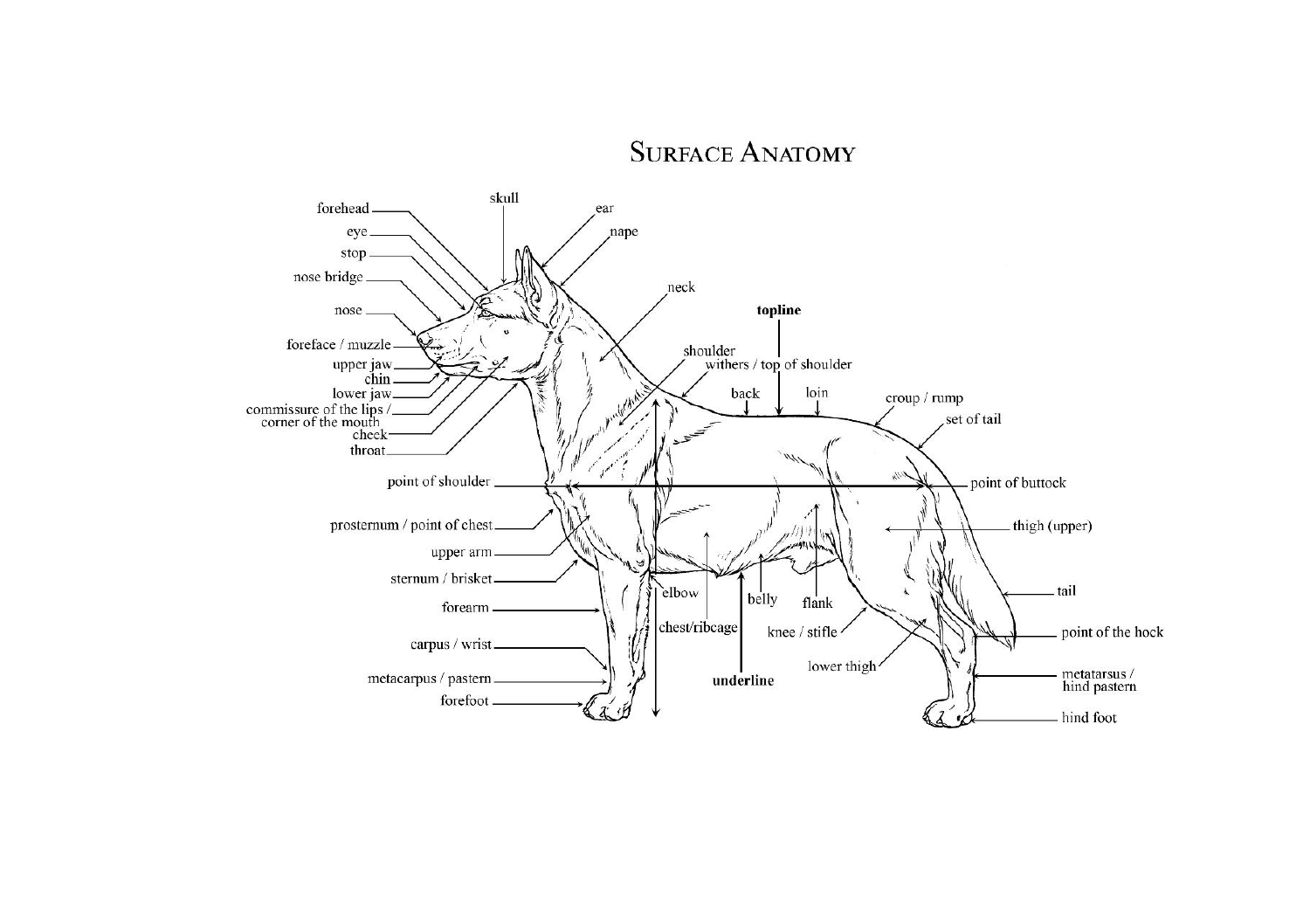# Surface Anatomy

forehead
eye
stop
nose bridge
nose
foreface / muzzle
upper jaw
chin
lower jaw
commissure of the lips / corner of the mouth
cheek
throat
skull
ear
nape
neck
topline
shoulder
withers / top of shoulder
back
loin
croup / rump
set of tail
point of shoulder
point of buttock
prosternum / point of chest
thigh (upper)
upper arm
sternum / brisket
elbow
belly
flank
tail
forearm
chest/ribcage
knee / stifle
point of the hock
carpus / wrist
lower thigh
metacarpus / pastern
underline
metatarsus / hind pastern
forefoot
hind foot